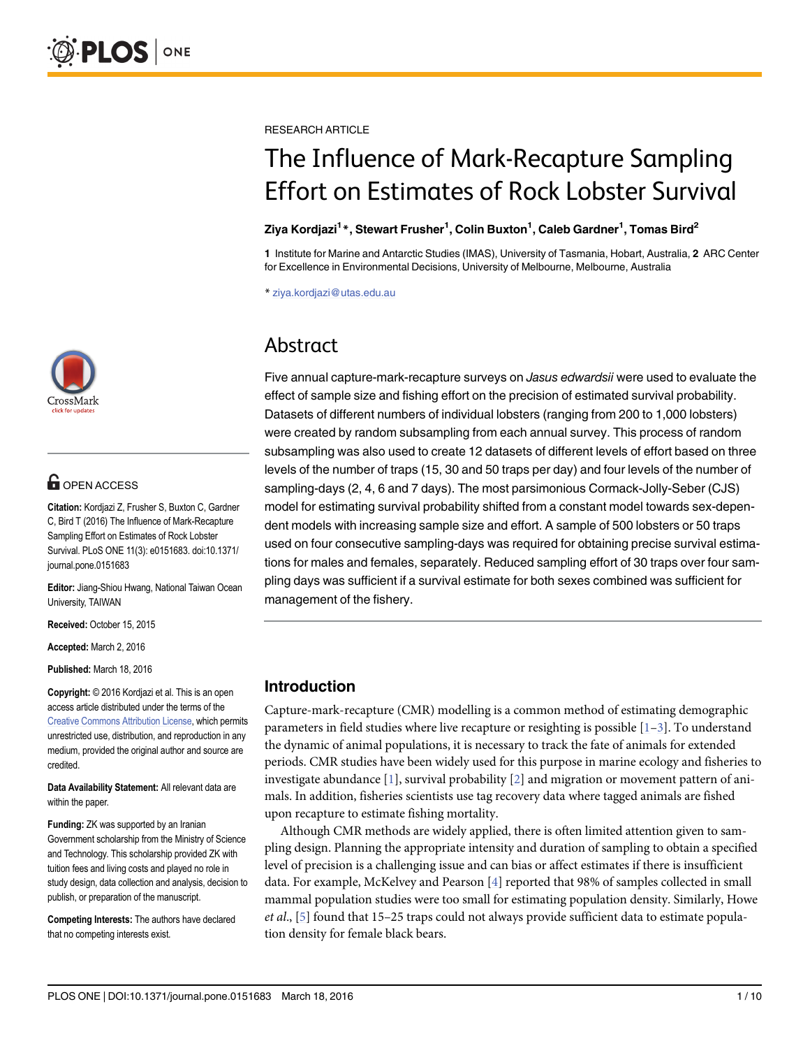RESEARCH ARTICLE

# The Influence of Mark-Recapture Sampling Effort on Estimates of Rock Lobster Survival

**Ziya Kordjazi[1]*, Stewart Frusher[1], Colin Buxton[1], Caleb Gardner[1], Tomas Bird[2]**

**1** Institute for Marine and Antarctic Studies (IMAS), University of Tasmania, Hobart, Australia, **2** ARC Center for Excellence in Environmental Decisions, University of Melbourne, Melbourne, Australia

* ziya.kordjazi@utas.edu.au

OPEN ACCESS

**Citation:** Kordjazi Z, Frusher S, Buxton C, Gardner C, Bird T (2016) The Influence of Mark-Recapture Sampling Effort on Estimates of Rock Lobster Survival. PLoS ONE 11(3): e0151683. doi:10.1371/journal.pone.0151683

**Editor:** Jiang-Shiou Hwang, National Taiwan Ocean University, TAIWAN

**Received:** October 15, 2015

**Accepted:** March 2, 2016

**Published:** March 18, 2016

**Copyright:** © 2016 Kordjazi et al. This is an open access article distributed under the terms of the Creative Commons Attribution License, which permits unrestricted use, distribution, and reproduction in any medium, provided the original author and source are credited.

**Data Availability Statement:** All relevant data are within the paper.

**Funding:** ZK was supported by an Iranian Government scholarship from the Ministry of Science and Technology. This scholarship provided ZK with tuition fees and living costs and played no role in study design, data collection and analysis, decision to publish, or preparation of the manuscript.

**Competing Interests:** The authors have declared that no competing interests exist.

## Abstract

Five annual capture-mark-recapture surveys on *Jasus edwardsii* were used to evaluate the effect of sample size and fishing effort on the precision of estimated survival probability. Datasets of different numbers of individual lobsters (ranging from 200 to 1,000 lobsters) were created by random subsampling from each annual survey. This process of random subsampling was also used to create 12 datasets of different levels of effort based on three levels of the number of traps (15, 30 and 50 traps per day) and four levels of the number of sampling-days (2, 4, 6 and 7 days). The most parsimonious Cormack-Jolly-Seber (CJS) model for estimating survival probability shifted from a constant model towards sex-dependent models with increasing sample size and effort. A sample of 500 lobsters or 50 traps used on four consecutive sampling-days was required for obtaining precise survival estimations for males and females, separately. Reduced sampling effort of 30 traps over four sampling days was sufficient if a survival estimate for both sexes combined was sufficient for management of the fishery.

## Introduction

Capture-mark-recapture (CMR) modelling is a common method of estimating demographic parameters in field studies where live recapture or resighting is possible [1–3]. To understand the dynamic of animal populations, it is necessary to track the fate of animals for extended periods. CMR studies have been widely used for this purpose in marine ecology and fisheries to investigate abundance [1], survival probability [2] and migration or movement pattern of animals. In addition, fisheries scientists use tag recovery data where tagged animals are fished upon recapture to estimate fishing mortality.

Although CMR methods are widely applied, there is often limited attention given to sampling design. Planning the appropriate intensity and duration of sampling to obtain a specified level of precision is a challenging issue and can bias or affect estimates if there is insufficient data. For example, McKelvey and Pearson [4] reported that 98% of samples collected in small mammal population studies were too small for estimating population density. Similarly, Howe *et al*., [5] found that 15–25 traps could not always provide sufficient data to estimate population density for female black bears.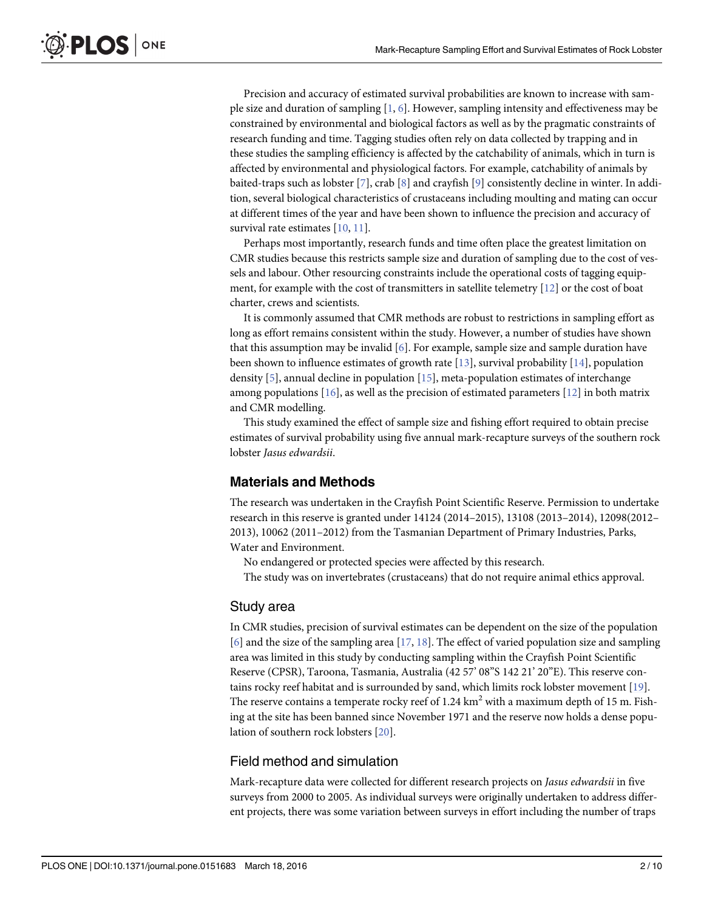Precision and accuracy of estimated survival probabilities are known to increase with sample size and duration of sampling [1, 6]. However, sampling intensity and effectiveness may be constrained by environmental and biological factors as well as by the pragmatic constraints of research funding and time. Tagging studies often rely on data collected by trapping and in these studies the sampling efficiency is affected by the catchability of animals, which in turn is affected by environmental and physiological factors. For example, catchability of animals by baited-traps such as lobster [7], crab [8] and crayfish [9] consistently decline in winter. In addition, several biological characteristics of crustaceans including moulting and mating can occur at different times of the year and have been shown to influence the precision and accuracy of survival rate estimates [10, 11].

Perhaps most importantly, research funds and time often place the greatest limitation on CMR studies because this restricts sample size and duration of sampling due to the cost of vessels and labour. Other resourcing constraints include the operational costs of tagging equipment, for example with the cost of transmitters in satellite telemetry [12] or the cost of boat charter, crews and scientists.

It is commonly assumed that CMR methods are robust to restrictions in sampling effort as long as effort remains consistent within the study. However, a number of studies have shown that this assumption may be invalid [6]. For example, sample size and sample duration have been shown to influence estimates of growth rate [13], survival probability [14], population density [5], annual decline in population [15], meta-population estimates of interchange among populations [16], as well as the precision of estimated parameters [12] in both matrix and CMR modelling.

This study examined the effect of sample size and fishing effort required to obtain precise estimates of survival probability using five annual mark-recapture surveys of the southern rock lobster *Jasus edwardsii*.

## Materials and Methods

The research was undertaken in the Crayfish Point Scientific Reserve. Permission to undertake research in this reserve is granted under 14124 (2014–2015), 13108 (2013–2014), 12098(2012–2013), 10062 (2011–2012) from the Tasmanian Department of Primary Industries, Parks, Water and Environment.

No endangered or protected species were affected by this research.

The study was on invertebrates (crustaceans) that do not require animal ethics approval.

### Study area

In CMR studies, precision of survival estimates can be dependent on the size of the population [6] and the size of the sampling area [17, 18]. The effect of varied population size and sampling area was limited in this study by conducting sampling within the Crayfish Point Scientific Reserve (CPSR), Taroona, Tasmania, Australia (42 57' 08"S 142 21' 20"E). This reserve contains rocky reef habitat and is surrounded by sand, which limits rock lobster movement [19]. The reserve contains a temperate rocky reef of 1.24 km$^2$ with a maximum depth of 15 m. Fishing at the site has been banned since November 1971 and the reserve now holds a dense population of southern rock lobsters [20].

### Field method and simulation

Mark-recapture data were collected for different research projects on *Jasus edwardsii* in five surveys from 2000 to 2005. As individual surveys were originally undertaken to address different projects, there was some variation between surveys in effort including the number of traps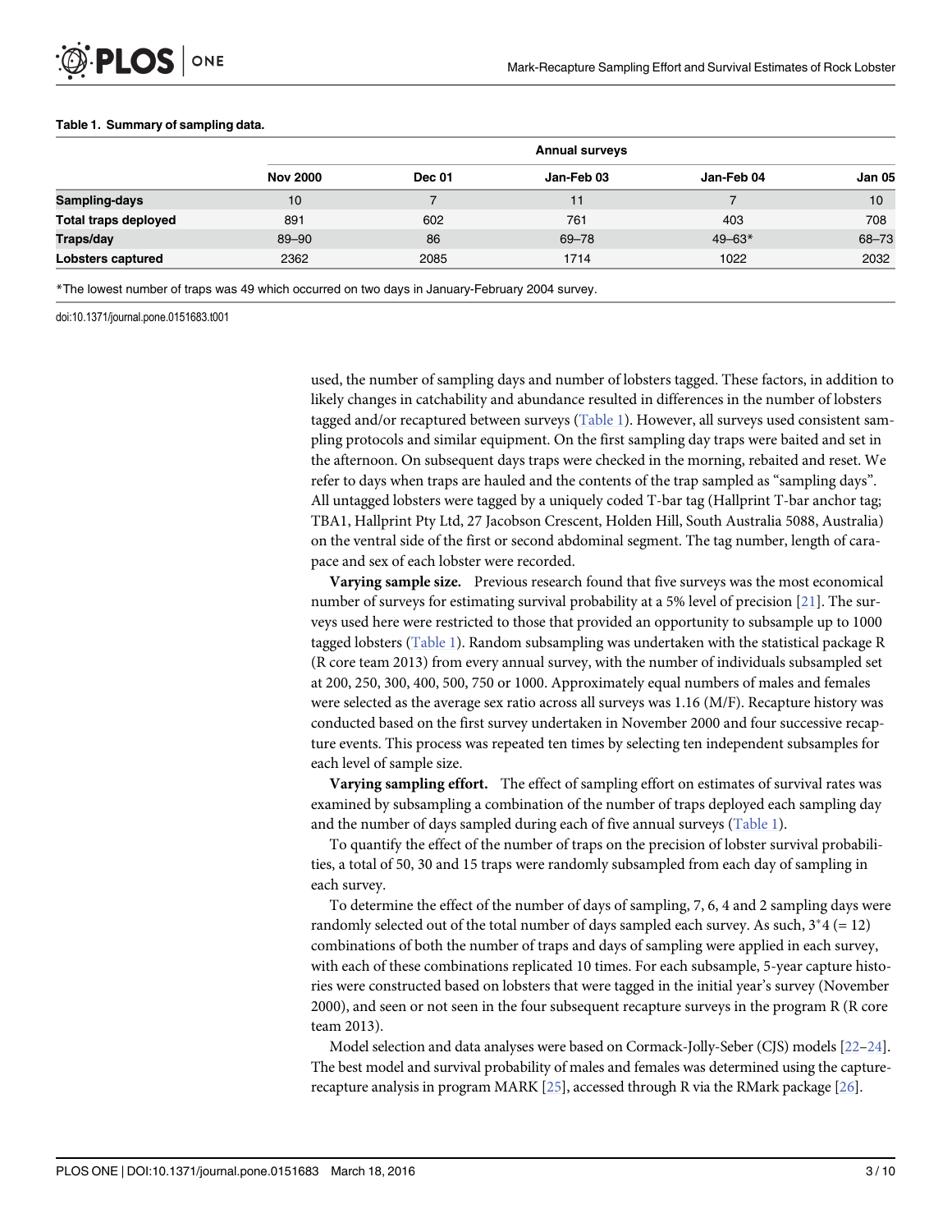**Table 1. Summary of sampling data.**

| | Annual surveys | | | | |
|---|---|---|---|---|---|
| | **Nov 2000** | **Dec 01** | **Jan-Feb 03** | **Jan-Feb 04** | **Jan 05** |
| **Sampling-days** | 10 | 7 | 11 | 7 | 10 |
| **Total traps deployed** | 891 | 602 | 761 | 403 | 708 |
| **Traps/day** | 89–90 | 86 | 69–78 | 49–63* | 68–73 |
| **Lobsters captured** | 2362 | 2085 | 1714 | 1022 | 2032 |

*The lowest number of traps was 49 which occurred on two days in January-February 2004 survey.

doi:10.1371/journal.pone.0151683.t001

used, the number of sampling days and number of lobsters tagged. These factors, in addition to likely changes in catchability and abundance resulted in differences in the number of lobsters tagged and/or recaptured between surveys (Table 1). However, all surveys used consistent sampling protocols and similar equipment. On the first sampling day traps were baited and set in the afternoon. On subsequent days traps were checked in the morning, rebaited and reset. We refer to days when traps are hauled and the contents of the trap sampled as "sampling days". All untagged lobsters were tagged by a uniquely coded T-bar tag (Hallprint T-bar anchor tag; TBA1, Hallprint Pty Ltd, 27 Jacobson Crescent, Holden Hill, South Australia 5088, Australia) on the ventral side of the first or second abdominal segment. The tag number, length of carapace and sex of each lobster were recorded.

**Varying sample size.** Previous research found that five surveys was the most economical number of surveys for estimating survival probability at a 5% level of precision [21]. The surveys used here were restricted to those that provided an opportunity to subsample up to 1000 tagged lobsters (Table 1). Random subsampling was undertaken with the statistical package R (R core team 2013) from every annual survey, with the number of individuals subsampled set at 200, 250, 300, 400, 500, 750 or 1000. Approximately equal numbers of males and females were selected as the average sex ratio across all surveys was 1.16 (M/F). Recapture history was conducted based on the first survey undertaken in November 2000 and four successive recapture events. This process was repeated ten times by selecting ten independent subsamples for each level of sample size.

**Varying sampling effort.** The effect of sampling effort on estimates of survival rates was examined by subsampling a combination of the number of traps deployed each sampling day and the number of days sampled during each of five annual surveys (Table 1).

To quantify the effect of the number of traps on the precision of lobster survival probabilities, a total of 50, 30 and 15 traps were randomly subsampled from each day of sampling in each survey.

To determine the effect of the number of days of sampling, 7, 6, 4 and 2 sampling days were randomly selected out of the total number of days sampled each survey. As such, $3^{*}4$ (= 12) combinations of both the number of traps and days of sampling were applied in each survey, with each of these combinations replicated 10 times. For each subsample, 5-year capture histories were constructed based on lobsters that were tagged in the initial year's survey (November 2000), and seen or not seen in the four subsequent recapture surveys in the program R (R core team 2013).

Model selection and data analyses were based on Cormack-Jolly-Seber (CJS) models [22–24]. The best model and survival probability of males and females was determined using the capture-recapture analysis in program MARK [25], accessed through R via the RMark package [26].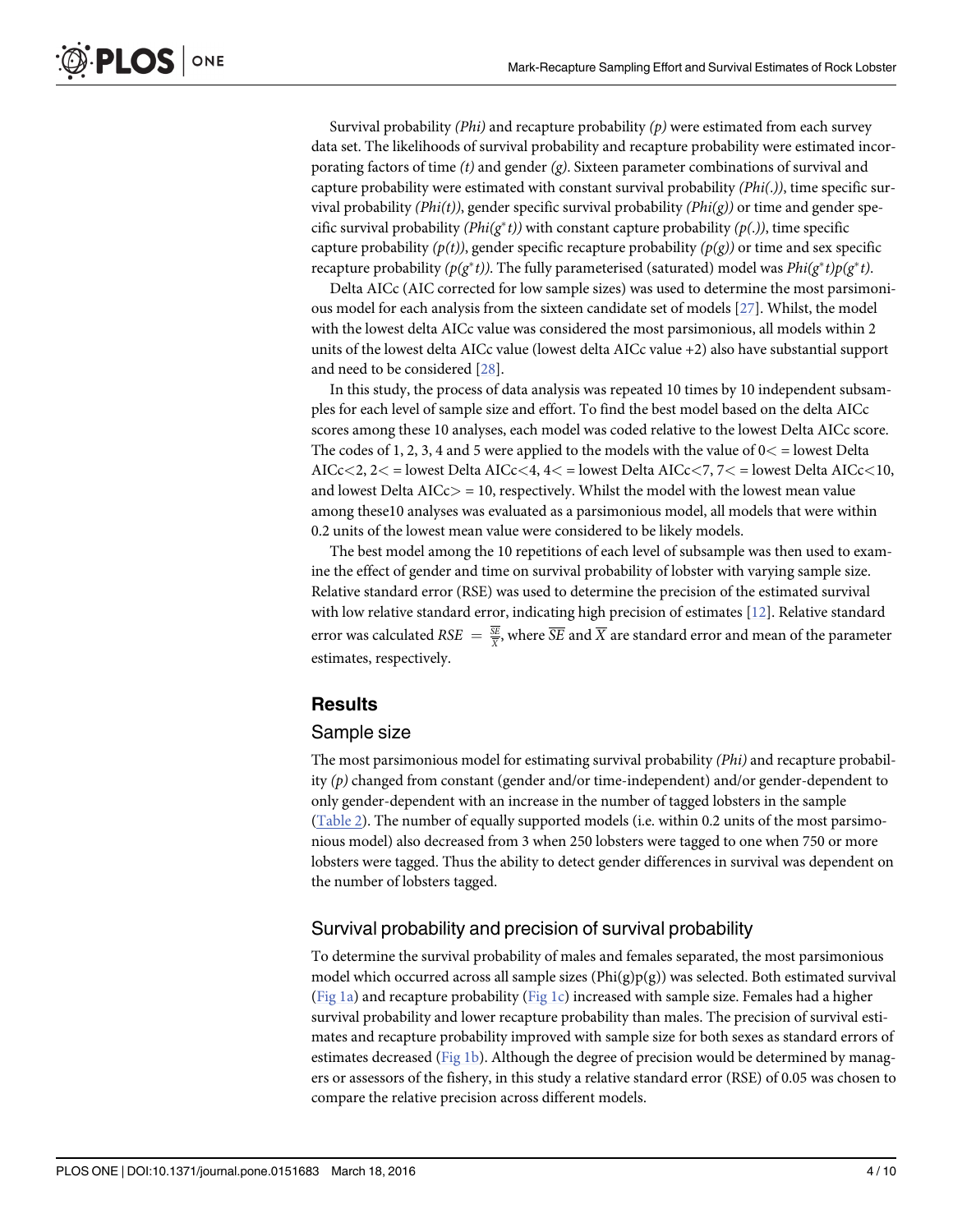Survival probability *(Phi)* and recapture probability *(p)* were estimated from each survey data set. The likelihoods of survival probability and recapture probability were estimated incorporating factors of time *(t)* and gender *(g)*. Sixteen parameter combinations of survival and capture probability were estimated with constant survival probability *(Phi(.))*, time specific survival probability *(Phi(t))*, gender specific survival probability *(Phi(g))* or time and gender specific survival probability *(Phi(g*t))* with constant capture probability *(p(.))*, time specific capture probability *(p(t))*, gender specific recapture probability *(p(g))* or time and sex specific recapture probability *(p(g*t))*. The fully parameterised (saturated) model was *Phi(g*t)p(g*t)*.

Delta AICc (AIC corrected for low sample sizes) was used to determine the most parsimonious model for each analysis from the sixteen candidate set of models [27]. Whilst, the model with the lowest delta AICc value was considered the most parsimonious, all models within 2 units of the lowest delta AICc value (lowest delta AICc value +2) also have substantial support and need to be considered [28].

In this study, the process of data analysis was repeated 10 times by 10 independent subsamples for each level of sample size and effort. To find the best model based on the delta AICc scores among these 10 analyses, each model was coded relative to the lowest Delta AICc score. The codes of 1, 2, 3, 4 and 5 were applied to the models with the value of 0< = lowest Delta AICc<2, 2< = lowest Delta AICc<4, 4< = lowest Delta AICc<7, 7< = lowest Delta AICc<10, and lowest Delta AICc> = 10, respectively. Whilst the model with the lowest mean value among these10 analyses was evaluated as a parsimonious model, all models that were within 0.2 units of the lowest mean value were considered to be likely models.

The best model among the 10 repetitions of each level of subsample was then used to examine the effect of gender and time on survival probability of lobster with varying sample size. Relative standard error (RSE) was used to determine the precision of the estimated survival with low relative standard error, indicating high precision of estimates [12]. Relative standard error was calculated $RSE = \frac{\overline{SE}}{\overline{X}}$, where $\overline{SE}$ and $\overline{X}$ are standard error and mean of the parameter estimates, respectively.

## Results

### Sample size

The most parsimonious model for estimating survival probability *(Phi)* and recapture probability *(p)* changed from constant (gender and/or time-independent) and/or gender-dependent to only gender-dependent with an increase in the number of tagged lobsters in the sample (Table 2). The number of equally supported models (i.e. within 0.2 units of the most parsimonious model) also decreased from 3 when 250 lobsters were tagged to one when 750 or more lobsters were tagged. Thus the ability to detect gender differences in survival was dependent on the number of lobsters tagged.

### Survival probability and precision of survival probability

To determine the survival probability of males and females separated, the most parsimonious model which occurred across all sample sizes (Phi(g)p(g)) was selected. Both estimated survival (Fig 1a) and recapture probability (Fig 1c) increased with sample size. Females had a higher survival probability and lower recapture probability than males. The precision of survival estimates and recapture probability improved with sample size for both sexes as standard errors of estimates decreased (Fig 1b). Although the degree of precision would be determined by managers or assessors of the fishery, in this study a relative standard error (RSE) of 0.05 was chosen to compare the relative precision across different models.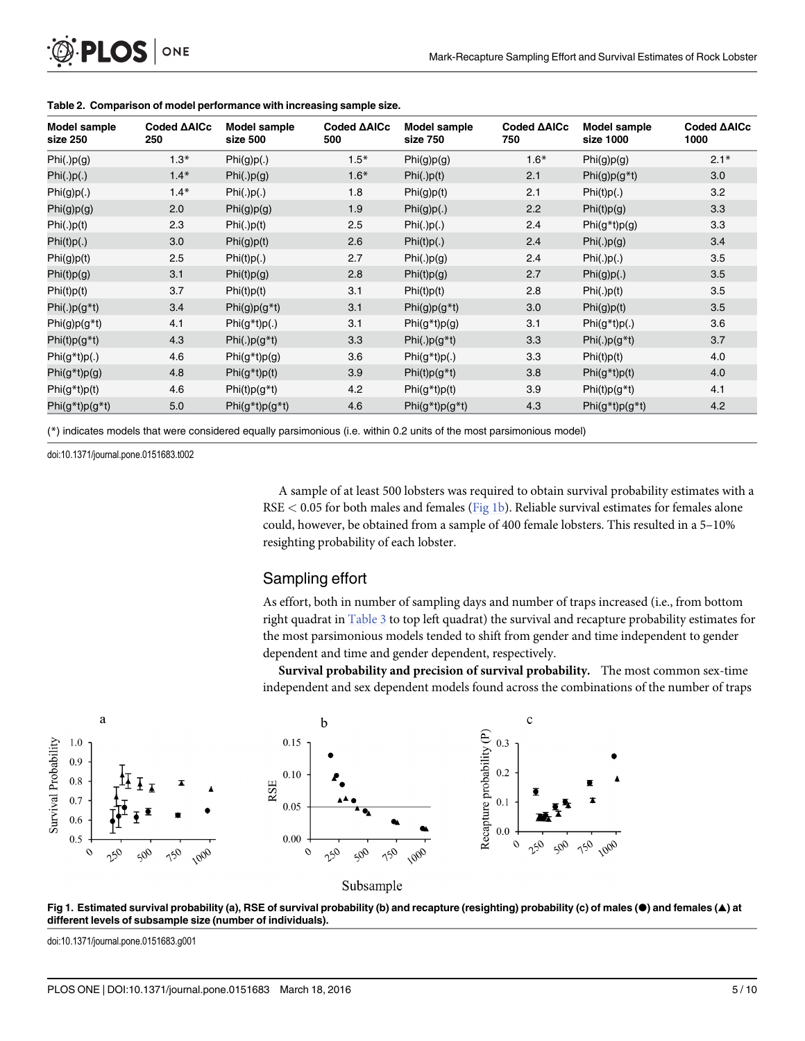**Table 2. Comparison of model performance with increasing sample size.**

| Model sample size 250 | Coded ΔAICc 250 | Model sample size 500 | Coded ΔAICc 500 | Model sample size 750 | Coded ΔAICc 750 | Model sample size 1000 | Coded ΔAICc 1000 |
|---|---|---|---|---|---|---|---|
| Phi(.)p(g) | 1.3* | Phi(g)p(.) | 1.5* | Phi(g)p(g) | 1.6* | Phi(g)p(g) | 2.1* |
| Phi(.)p(.) | 1.4* | Phi(.)p(g) | 1.6* | Phi(.)p(t) | 2.1 | Phi(g)p(g*t) | 3.0 |
| Phi(g)p(.) | 1.4* | Phi(.)p(.) | 1.8 | Phi(g)p(t) | 2.1 | Phi(t)p(.) | 3.2 |
| Phi(g)p(g) | 2.0 | Phi(g)p(g) | 1.9 | Phi(g)p(.) | 2.2 | Phi(t)p(g) | 3.3 |
| Phi(.)p(t) | 2.3 | Phi(.)p(t) | 2.5 | Phi(.)p(.) | 2.4 | Phi(g*t)p(g) | 3.3 |
| Phi(t)p(.) | 3.0 | Phi(g)p(t) | 2.6 | Phi(t)p(.) | 2.4 | Phi(.)p(g) | 3.4 |
| Phi(g)p(t) | 2.5 | Phi(t)p(.) | 2.7 | Phi(.)p(g) | 2.4 | Phi(.)p(.) | 3.5 |
| Phi(t)p(g) | 3.1 | Phi(t)p(g) | 2.8 | Phi(t)p(g) | 2.7 | Phi(g)p(.) | 3.5 |
| Phi(t)p(t) | 3.7 | Phi(t)p(t) | 3.1 | Phi(t)p(t) | 2.8 | Phi(.)p(t) | 3.5 |
| Phi(.)p(g*t) | 3.4 | Phi(g)p(g*t) | 3.1 | Phi(g)p(g*t) | 3.0 | Phi(g)p(t) | 3.5 |
| Phi(g)p(g*t) | 4.1 | Phi(g*t)p(.) | 3.1 | Phi(g*t)p(g) | 3.1 | Phi(g*t)p(.) | 3.6 |
| Phi(t)p(g*t) | 4.3 | Phi(.)p(g*t) | 3.3 | Phi(.)p(g*t) | 3.3 | Phi(.)p(g*t) | 3.7 |
| Phi(g*t)p(.) | 4.6 | Phi(g*t)p(g) | 3.6 | Phi(g*t)p(.) | 3.3 | Phi(t)p(t) | 4.0 |
| Phi(g*t)p(g) | 4.8 | Phi(g*t)p(t) | 3.9 | Phi(t)p(g*t) | 3.8 | Phi(g*t)p(t) | 4.0 |
| Phi(g*t)p(t) | 4.6 | Phi(t)p(g*t) | 4.2 | Phi(g*t)p(t) | 3.9 | Phi(t)p(g*t) | 4.1 |
| Phi(g*t)p(g*t) | 5.0 | Phi(g*t)p(g*t) | 4.6 | Phi(g*t)p(g*t) | 4.3 | Phi(g*t)p(g*t) | 4.2 |

(*) indicates models that were considered equally parsimonious (i.e. within 0.2 units of the most parsimonious model)

doi:10.1371/journal.pone.0151683.t002

A sample of at least 500 lobsters was required to obtain survival probability estimates with a RSE < 0.05 for both males and females (Fig 1b). Reliable survival estimates for females alone could, however, be obtained from a sample of 400 female lobsters. This resulted in a 5–10% resighting probability of each lobster.

## Sampling effort

As effort, both in number of sampling days and number of traps increased (i.e., from bottom right quadrat in Table 3 to top left quadrat) the survival and recapture probability estimates for the most parsimonious models tended to shift from gender and time independent to gender dependent and time and gender dependent, respectively.

**Survival probability and precision of survival probability.** The most common sex-time independent and sex dependent models found across the combinations of the number of traps

**Fig 1. Estimated survival probability (a), RSE of survival probability (b) and recapture (resighting) probability (c) of males (●) and females (▲) at different levels of subsample size (number of individuals).**

doi:10.1371/journal.pone.0151683.g001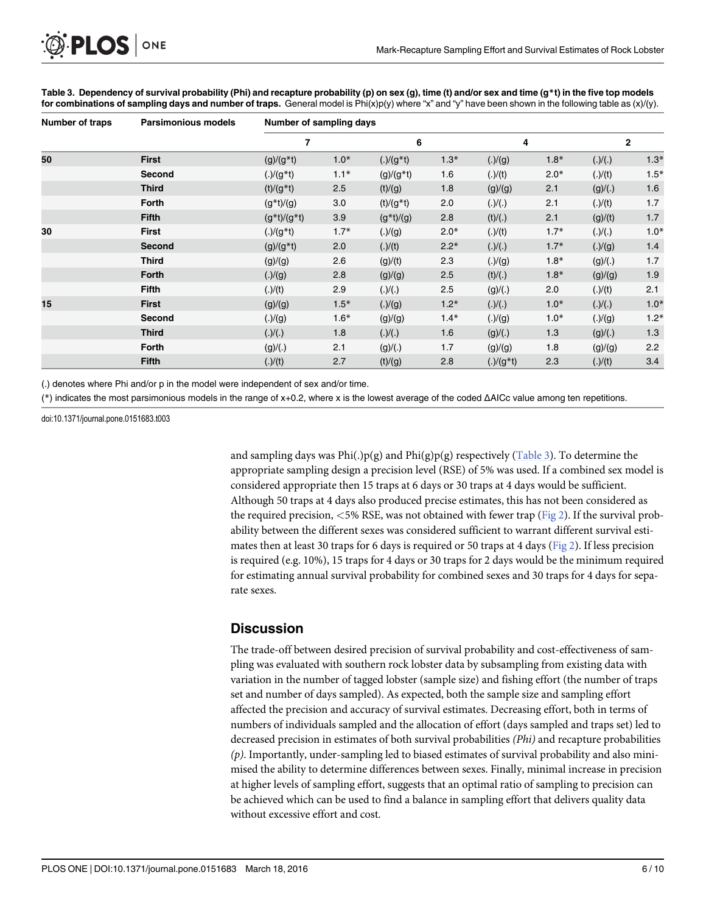**Table 3. Dependency of survival probability (Phi) and recapture probability (p) on sex (g), time (t) and/or sex and time (g*t) in the five top models for combinations of sampling days and number of traps.** General model is Phi(x)p(y) where "x" and "y" have been shown in the following table as (x)/(y).

| Number of traps | Parsimonious models | Number of sampling days | | | | | | | |
|---|---|---|---|---|---|---|---|---|---|
| | | 7 | | 6 | | 4 | | 2 | |
| 50 | **First** | (g)/(g*t) | 1.0* | (.)/(g*t) | 1.3* | (.)/(g) | 1.8* | (.)/(.) | 1.3* |
| | **Second** | (.)/(g*t) | 1.1* | (g)/(g*t) | 1.6 | (.)/(t) | 2.0* | (.)/(t) | 1.5* |
| | **Third** | (t)/(g*t) | 2.5 | (t)/(g) | 1.8 | (g)/(g) | 2.1 | (g)/(.) | 1.6 |
| | **Forth** | (g*t)/(g) | 3.0 | (t)/(g*t) | 2.0 | (.)/(.) | 2.1 | (.)/(t) | 1.7 |
| | **Fifth** | (g*t)/(g*t) | 3.9 | (g*t)/(g) | 2.8 | (t)/(.) | 2.1 | (g)/(t) | 1.7 |
| 30 | **First** | (.)/(g*t) | 1.7* | (.)/(g) | 2.0* | (.)/(t) | 1.7* | (.)/(.) | 1.0* |
| | **Second** | (g)/(g*t) | 2.0 | (.)/(t) | 2.2* | (.)/(.) | 1.7* | (.)/(g) | 1.4 |
| | **Third** | (g)/(g) | 2.6 | (g)/(t) | 2.3 | (.)/(g) | 1.8* | (g)/(.) | 1.7 |
| | **Forth** | (.)/(g) | 2.8 | (g)/(g) | 2.5 | (t)/(.) | 1.8* | (g)/(g) | 1.9 |
| | **Fifth** | (.)/(t) | 2.9 | (.)/(.) | 2.5 | (g)/(.) | 2.0 | (.)/(t) | 2.1 |
| 15 | **First** | (g)/(g) | 1.5* | (.)/(g) | 1.2* | (.)/(.) | 1.0* | (.)/(.) | 1.0* |
| | **Second** | (.)/(g) | 1.6* | (g)/(g) | 1.4* | (.)/(g) | 1.0* | (.)/(g) | 1.2* |
| | **Third** | (.)/(.) | 1.8 | (.)/(.) | 1.6 | (g)/(.) | 1.3 | (g)/(.) | 1.3 |
| | **Forth** | (g)/(.) | 2.1 | (g)/(.) | 1.7 | (g)/(g) | 1.8 | (g)/(g) | 2.2 |
| | **Fifth** | (.)/(t) | 2.7 | (t)/(g) | 2.8 | (.)/(g*t) | 2.3 | (.)/(t) | 3.4 |

(.) denotes where Phi and/or p in the model were independent of sex and/or time.

(*) indicates the most parsimonious models in the range of x+0.2, where x is the lowest average of the coded ΔAICc value among ten repetitions.

doi:10.1371/journal.pone.0151683.t003

and sampling days was Phi(.)p(g) and Phi(g)p(g) respectively (Table 3). To determine the appropriate sampling design a precision level (RSE) of 5% was used. If a combined sex model is considered appropriate then 15 traps at 6 days or 30 traps at 4 days would be sufficient. Although 50 traps at 4 days also produced precise estimates, this has not been considered as the required precision, <5% RSE, was not obtained with fewer trap (Fig 2). If the survival probability between the different sexes was considered sufficient to warrant different survival estimates then at least 30 traps for 6 days is required or 50 traps at 4 days (Fig 2). If less precision is required (e.g. 10%), 15 traps for 4 days or 30 traps for 2 days would be the minimum required for estimating annual survival probability for combined sexes and 30 traps for 4 days for separate sexes.

## Discussion

The trade-off between desired precision of survival probability and cost-effectiveness of sampling was evaluated with southern rock lobster data by subsampling from existing data with variation in the number of tagged lobster (sample size) and fishing effort (the number of traps set and number of days sampled). As expected, both the sample size and sampling effort affected the precision and accuracy of survival estimates. Decreasing effort, both in terms of numbers of individuals sampled and the allocation of effort (days sampled and traps set) led to decreased precision in estimates of both survival probabilities *(Phi)* and recapture probabilities *(p)*. Importantly, under-sampling led to biased estimates of survival probability and also minimised the ability to determine differences between sexes. Finally, minimal increase in precision at higher levels of sampling effort, suggests that an optimal ratio of sampling to precision can be achieved which can be used to find a balance in sampling effort that delivers quality data without excessive effort and cost.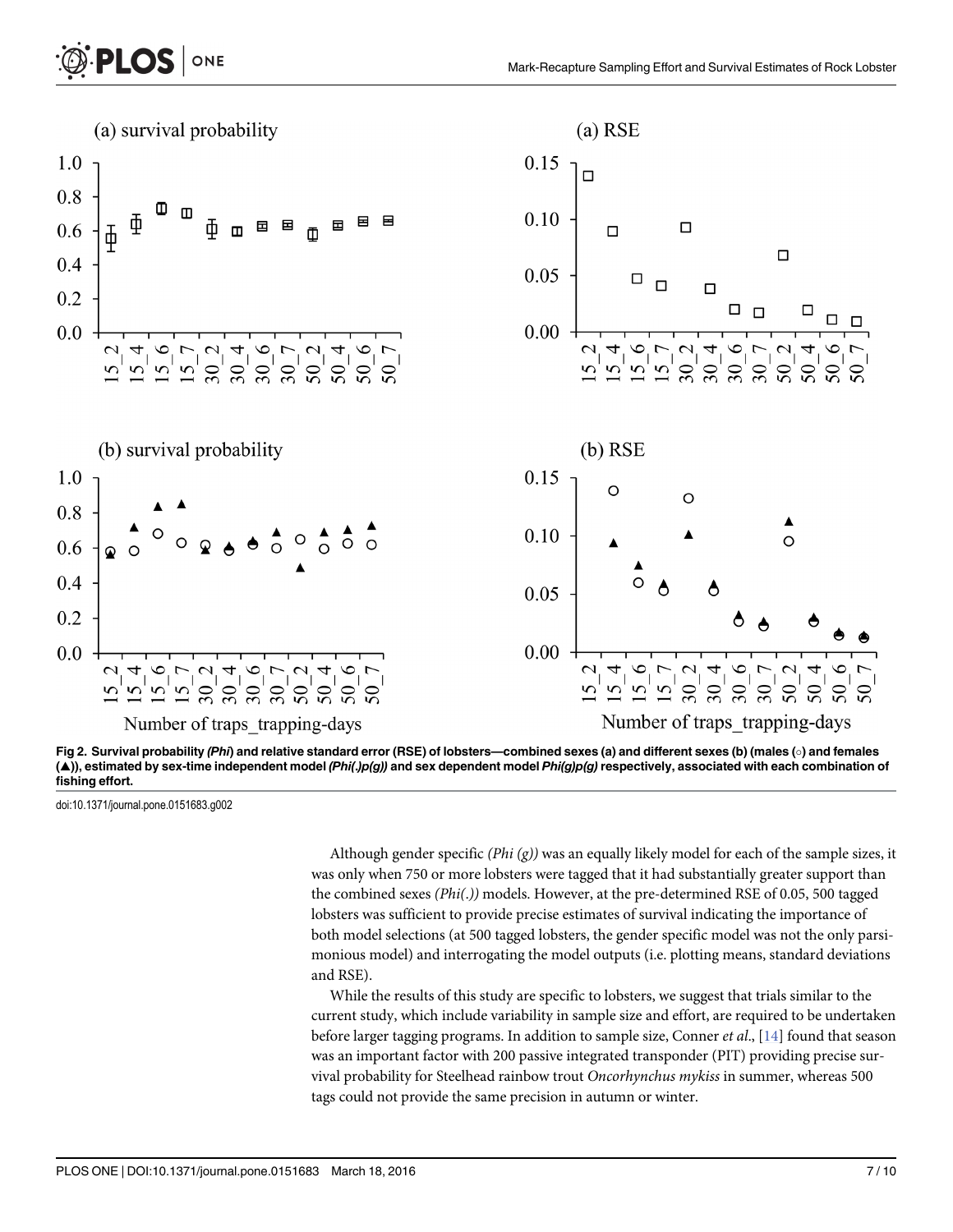Fig 2. Survival probability *(Phi)* and relative standard error (RSE) of lobsters—combined sexes (a) and different sexes (b) (males (○) and females (▲)), estimated by sex-time independent model *(Phi(.)p(g))* and sex dependent model *Phi(g)p(g)* respectively, associated with each combination of fishing effort.

doi:10.1371/journal.pone.0151683.g002

Although gender specific *(Phi (g))* was an equally likely model for each of the sample sizes, it was only when 750 or more lobsters were tagged that it had substantially greater support than the combined sexes *(Phi(.))* models. However, at the pre-determined RSE of 0.05, 500 tagged lobsters was sufficient to provide precise estimates of survival indicating the importance of both model selections (at 500 tagged lobsters, the gender specific model was not the only parsimonious model) and interrogating the model outputs (i.e. plotting means, standard deviations and RSE).

While the results of this study are specific to lobsters, we suggest that trials similar to the current study, which include variability in sample size and effort, are required to be undertaken before larger tagging programs. In addition to sample size, Conner *et al*., [14] found that season was an important factor with 200 passive integrated transponder (PIT) providing precise survival probability for Steelhead rainbow trout *Oncorhynchus mykiss* in summer, whereas 500 tags could not provide the same precision in autumn or winter.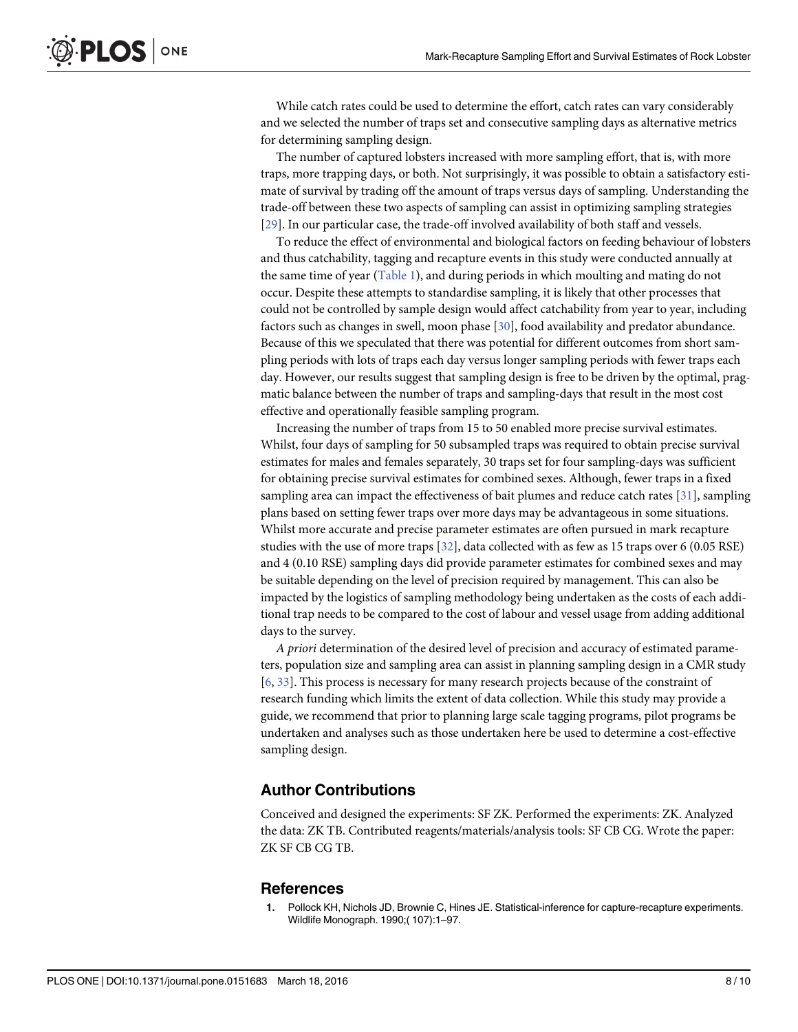While catch rates could be used to determine the effort, catch rates can vary considerably and we selected the number of traps set and consecutive sampling days as alternative metrics for determining sampling design.

The number of captured lobsters increased with more sampling effort, that is, with more traps, more trapping days, or both. Not surprisingly, it was possible to obtain a satisfactory estimate of survival by trading off the amount of traps versus days of sampling. Understanding the trade-off between these two aspects of sampling can assist in optimizing sampling strategies [29]. In our particular case, the trade-off involved availability of both staff and vessels.

To reduce the effect of environmental and biological factors on feeding behaviour of lobsters and thus catchability, tagging and recapture events in this study were conducted annually at the same time of year (Table 1), and during periods in which moulting and mating do not occur. Despite these attempts to standardise sampling, it is likely that other processes that could not be controlled by sample design would affect catchability from year to year, including factors such as changes in swell, moon phase [30], food availability and predator abundance. Because of this we speculated that there was potential for different outcomes from short sampling periods with lots of traps each day versus longer sampling periods with fewer traps each day. However, our results suggest that sampling design is free to be driven by the optimal, pragmatic balance between the number of traps and sampling-days that result in the most cost effective and operationally feasible sampling program.

Increasing the number of traps from 15 to 50 enabled more precise survival estimates. Whilst, four days of sampling for 50 subsampled traps was required to obtain precise survival estimates for males and females separately, 30 traps set for four sampling-days was sufficient for obtaining precise survival estimates for combined sexes. Although, fewer traps in a fixed sampling area can impact the effectiveness of bait plumes and reduce catch rates [31], sampling plans based on setting fewer traps over more days may be advantageous in some situations. Whilst more accurate and precise parameter estimates are often pursued in mark recapture studies with the use of more traps [32], data collected with as few as 15 traps over 6 (0.05 RSE) and 4 (0.10 RSE) sampling days did provide parameter estimates for combined sexes and may be suitable depending on the level of precision required by management. This can also be impacted by the logistics of sampling methodology being undertaken as the costs of each additional trap needs to be compared to the cost of labour and vessel usage from adding additional days to the survey.

*A priori* determination of the desired level of precision and accuracy of estimated parameters, population size and sampling area can assist in planning sampling design in a CMR study [6, 33]. This process is necessary for many research projects because of the constraint of research funding which limits the extent of data collection. While this study may provide a guide, we recommend that prior to planning large scale tagging programs, pilot programs be undertaken and analyses such as those undertaken here be used to determine a cost-effective sampling design.

## Author Contributions

Conceived and designed the experiments: SF ZK. Performed the experiments: ZK. Analyzed the data: ZK TB. Contributed reagents/materials/analysis tools: SF CB CG. Wrote the paper: ZK SF CB CG TB.

## References

1. Pollock KH, Nichols JD, Brownie C, Hines JE. Statistical-inference for capture-recapture experiments. Wildlife Monograph. 1990;( 107):1–97.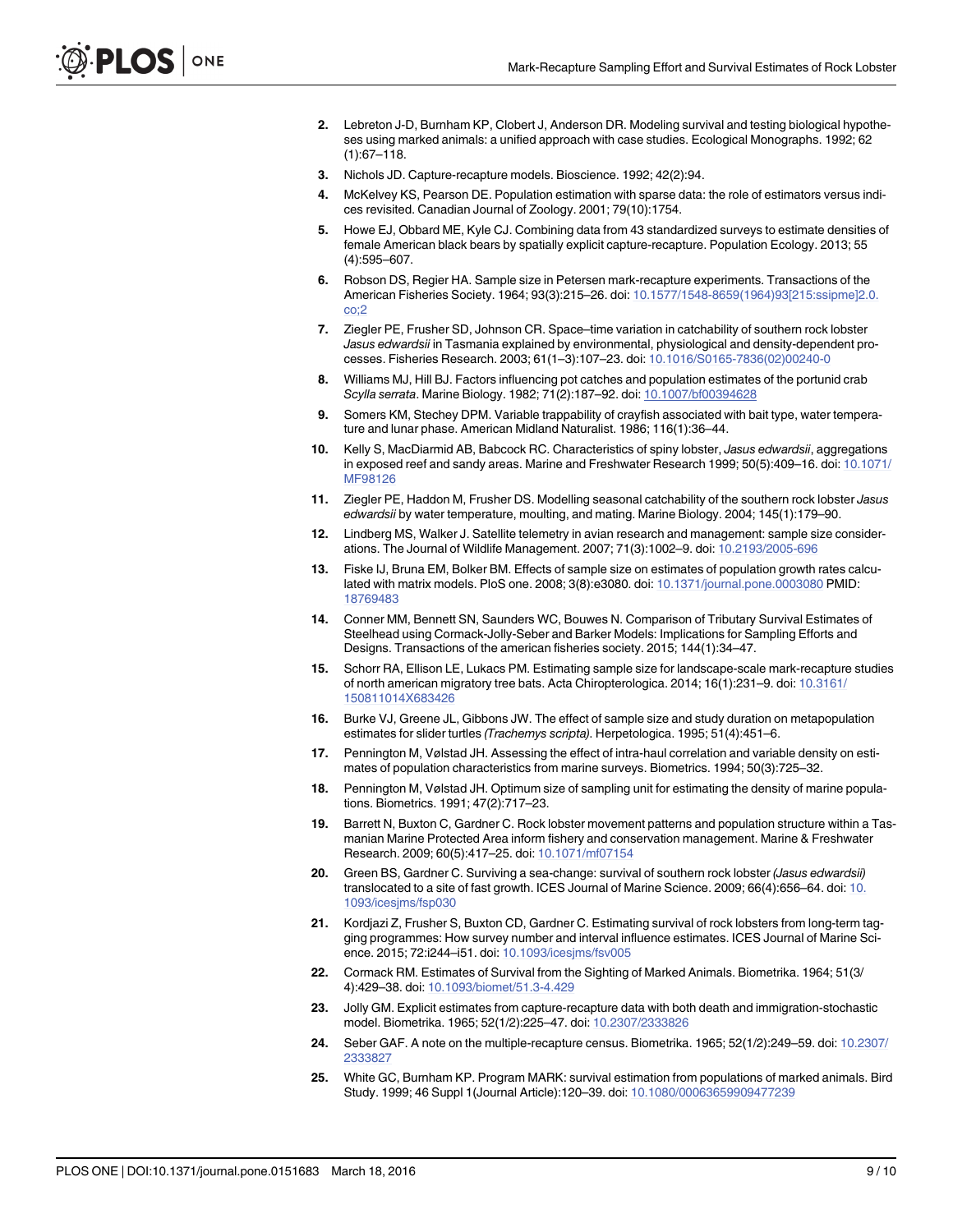2. Lebreton J-D, Burnham KP, Clobert J, Anderson DR. Modeling survival and testing biological hypotheses using marked animals: a unified approach with case studies. Ecological Monographs. 1992; 62 (1):67–118.
3. Nichols JD. Capture-recapture models. Bioscience. 1992; 42(2):94.
4. McKelvey KS, Pearson DE. Population estimation with sparse data: the role of estimators versus indices revisited. Canadian Journal of Zoology. 2001; 79(10):1754.
5. Howe EJ, Obbard ME, Kyle CJ. Combining data from 43 standardized surveys to estimate densities of female American black bears by spatially explicit capture-recapture. Population Ecology. 2013; 55 (4):595–607.
6. Robson DS, Regier HA. Sample size in Petersen mark-recapture experiments. Transactions of the American Fisheries Society. 1964; 93(3):215–26. doi: 10.1577/1548-8659(1964)93[215:ssipme]2.0.co;2
7. Ziegler PE, Frusher SD, Johnson CR. Space–time variation in catchability of southern rock lobster *Jasus edwardsii* in Tasmania explained by environmental, physiological and density-dependent processes. Fisheries Research. 2003; 61(1–3):107–23. doi: 10.1016/S0165-7836(02)00240-0
8. Williams MJ, Hill BJ. Factors influencing pot catches and population estimates of the portunid crab *Scylla serrata*. Marine Biology. 1982; 71(2):187–92. doi: 10.1007/bf00394628
9. Somers KM, Stechey DPM. Variable trappability of crayfish associated with bait type, water temperature and lunar phase. American Midland Naturalist. 1986; 116(1):36–44.
10. Kelly S, MacDiarmid AB, Babcock RC. Characteristics of spiny lobster, *Jasus edwardsii*, aggregations in exposed reef and sandy areas. Marine and Freshwater Research 1999; 50(5):409–16. doi: 10.1071/MF98126
11. Ziegler PE, Haddon M, Frusher DS. Modelling seasonal catchability of the southern rock lobster *Jasus edwardsii* by water temperature, moulting, and mating. Marine Biology. 2004; 145(1):179–90.
12. Lindberg MS, Walker J. Satellite telemetry in avian research and management: sample size considerations. The Journal of Wildlife Management. 2007; 71(3):1002–9. doi: 10.2193/2005-696
13. Fiske IJ, Bruna EM, Bolker BM. Effects of sample size on estimates of population growth rates calculated with matrix models. PloS one. 2008; 3(8):e3080. doi: 10.1371/journal.pone.0003080 PMID: 18769483
14. Conner MM, Bennett SN, Saunders WC, Bouwes N. Comparison of Tributary Survival Estimates of Steelhead using Cormack-Jolly-Seber and Barker Models: Implications for Sampling Efforts and Designs. Transactions of the american fisheries society. 2015; 144(1):34–47.
15. Schorr RA, Ellison LE, Lukacs PM. Estimating sample size for landscape-scale mark-recapture studies of north american migratory tree bats. Acta Chiropterologica. 2014; 16(1):231–9. doi: 10.3161/150811014X683426
16. Burke VJ, Greene JL, Gibbons JW. The effect of sample size and study duration on metapopulation estimates for slider turtles *(Trachemys scripta)*. Herpetologica. 1995; 51(4):451–6.
17. Pennington M, Vølstad JH. Assessing the effect of intra-haul correlation and variable density on estimates of population characteristics from marine surveys. Biometrics. 1994; 50(3):725–32.
18. Pennington M, Vølstad JH. Optimum size of sampling unit for estimating the density of marine populations. Biometrics. 1991; 47(2):717–23.
19. Barrett N, Buxton C, Gardner C. Rock lobster movement patterns and population structure within a Tasmanian Marine Protected Area inform fishery and conservation management. Marine & Freshwater Research. 2009; 60(5):417–25. doi: 10.1071/mf07154
20. Green BS, Gardner C. Surviving a sea-change: survival of southern rock lobster *(Jasus edwardsii)* translocated to a site of fast growth. ICES Journal of Marine Science. 2009; 66(4):656–64. doi: 10.1093/icesjms/fsp030
21. Kordjazi Z, Frusher S, Buxton CD, Gardner C. Estimating survival of rock lobsters from long-term tagging programmes: How survey number and interval influence estimates. ICES Journal of Marine Science. 2015; 72:i244–i51. doi: 10.1093/icesjms/fsv005
22. Cormack RM. Estimates of Survival from the Sighting of Marked Animals. Biometrika. 1964; 51(3/4):429–38. doi: 10.1093/biomet/51.3-4.429
23. Jolly GM. Explicit estimates from capture-recapture data with both death and immigration-stochastic model. Biometrika. 1965; 52(1/2):225–47. doi: 10.2307/2333826
24. Seber GAF. A note on the multiple-recapture census. Biometrika. 1965; 52(1/2):249–59. doi: 10.2307/2333827
25. White GC, Burnham KP. Program MARK: survival estimation from populations of marked animals. Bird Study. 1999; 46 Suppl 1(Journal Article):120–39. doi: 10.1080/00063659909477239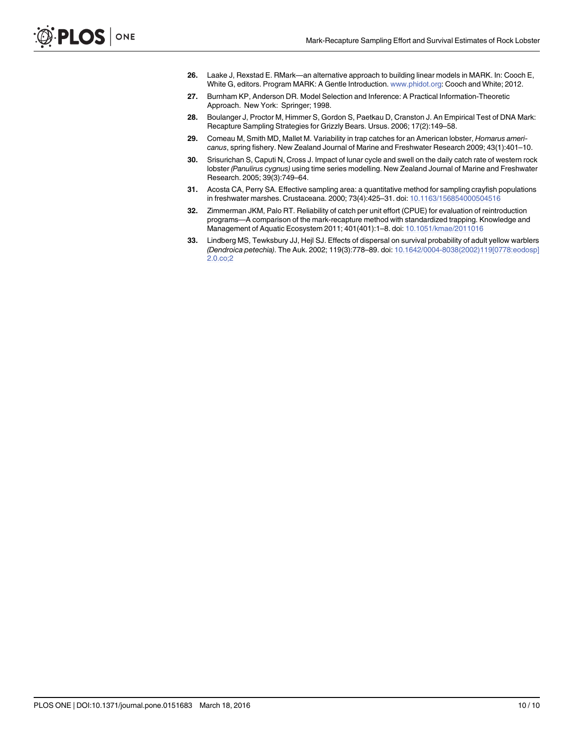26. Laake J, Rexstad E. RMark—an alternative approach to building linear models in MARK. In: Cooch E, White G, editors. Program MARK: A Gentle Introduction. www.phidot.org: Cooch and White; 2012.
27. Burnham KP, Anderson DR. Model Selection and Inference: A Practical Information-Theoretic Approach. New York: Springer; 1998.
28. Boulanger J, Proctor M, Himmer S, Gordon S, Paetkau D, Cranston J. An Empirical Test of DNA Mark: Recapture Sampling Strategies for Grizzly Bears. Ursus. 2006; 17(2):149–58.
29. Comeau M, Smith MD, Mallet M. Variability in trap catches for an American lobster, *Homarus americanus*, spring fishery. New Zealand Journal of Marine and Freshwater Research 2009; 43(1):401–10.
30. Srisurichan S, Caputi N, Cross J. Impact of lunar cycle and swell on the daily catch rate of western rock lobster *(Panulirus cygnus)* using time series modelling. New Zealand Journal of Marine and Freshwater Research. 2005; 39(3):749–64.
31. Acosta CA, Perry SA. Effective sampling area: a quantitative method for sampling crayfish populations in freshwater marshes. Crustaceana. 2000; 73(4):425–31. doi: 10.1163/156854000504516
32. Zimmerman JKM, Palo RT. Reliability of catch per unit effort (CPUE) for evaluation of reintroduction programs—A comparison of the mark-recapture method with standardized trapping. Knowledge and Management of Aquatic Ecosystem 2011; 401(401):1–8. doi: 10.1051/kmae/2011016
33. Lindberg MS, Tewksbury JJ, Hejl SJ. Effects of dispersal on survival probability of adult yellow warblers *(Dendroica petechia)*. The Auk. 2002; 119(3):778–89. doi: 10.1642/0004-8038(2002)119[0778:eodosp]2.0.co;2